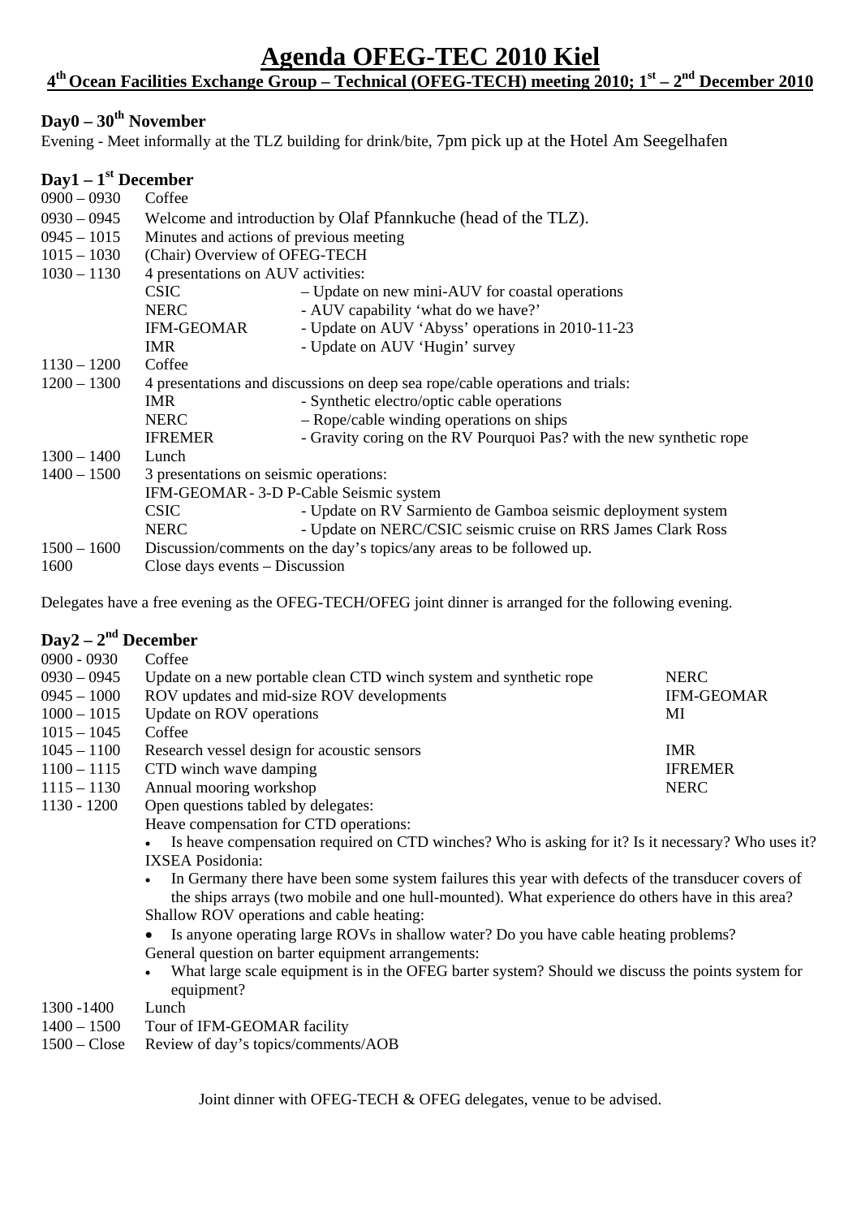# Agenda OFEG-TEC 2010 Kiel

## 4th Ocean Facilities Exchange Group – Technical (OFEG-TECH) meeting 2010; 1st – 2nd December 2010

### Day0 – 30th November

Evening - Meet informally at the TLZ building for drink/bite, 7pm pick up at the Hotel Am Seegelhafen

### Day1 – 1st December

| | | |
|---|---|---|
| 0900 – 0930 | Coffee | |
| 0930 – 0945 | Welcome and introduction by Olaf Pfannkuche (head of the TLZ). | |
| 0945 – 1015 | Minutes and actions of previous meeting | |
| 1015 – 1030 | (Chair) Overview of OFEG-TECH | |
| 1030 – 1130 | 4 presentations on AUV activities: | |
| | CSIC | – Update on new mini-AUV for coastal operations |
| | NERC | - AUV capability 'what do we have?' |
| | IFM-GEOMAR | - Update on AUV 'Abyss' operations in 2010-11-23 |
| | IMR | - Update on AUV 'Hugin' survey |
| 1130 – 1200 | Coffee | |
| 1200 – 1300 | 4 presentations and discussions on deep sea rope/cable operations and trials: | |
| | IMR | - Synthetic electro/optic cable operations |
| | NERC | – Rope/cable winding operations on ships |
| | IFREMER | - Gravity coring on the RV Pourquoi Pas? with the new synthetic rope |
| 1300 – 1400 | Lunch | |
| 1400 – 1500 | 3 presentations on seismic operations: | |
| | IFM-GEOMAR - 3-D P-Cable Seismic system | |
| | CSIC | - Update on RV Sarmiento de Gamboa seismic deployment system |
| | NERC | - Update on NERC/CSIC seismic cruise on RRS James Clark Ross |
| 1500 – 1600 | Discussion/comments on the day's topics/any areas to be followed up. | |
| 1600 | Close days events – Discussion | |

Delegates have a free evening as the OFEG-TECH/OFEG joint dinner is arranged for the following evening.

### Day2 – 2nd December

| | | |
|---|---|---|
| 0900 - 0930 | Coffee | |
| 0930 – 0945 | Update on a new portable clean CTD winch system and synthetic rope | NERC |
| 0945 – 1000 | ROV updates and mid-size ROV developments | IFM-GEOMAR |
| 1000 – 1015 | Update on ROV operations | MI |
| 1015 – 1045 | Coffee | |
| 1045 – 1100 | Research vessel design for acoustic sensors | IMR |
| 1100 – 1115 | CTD winch wave damping | IFREMER |
| 1115 – 1130 | Annual mooring workshop | NERC |
| 1130 - 1200 | Open questions tabled by delegates: | |

Heave compensation for CTD operations:

- Is heave compensation required on CTD winches? Who is asking for it? Is it necessary? Who uses it?

IXSEA Posidonia:

- In Germany there have been some system failures this year with defects of the transducer covers of the ships arrays (two mobile and one hull-mounted). What experience do others have in this area?

Shallow ROV operations and cable heating:

- Is anyone operating large ROVs in shallow water? Do you have cable heating problems?

General question on barter equipment arrangements:

- What large scale equipment is in the OFEG barter system? Should we discuss the points system for equipment?

| | |
|---|---|
| 1300 -1400 | Lunch |
| 1400 – 1500 | Tour of IFM-GEOMAR facility |
| 1500 – Close | Review of day's topics/comments/AOB |

Joint dinner with OFEG-TECH & OFEG delegates, venue to be advised.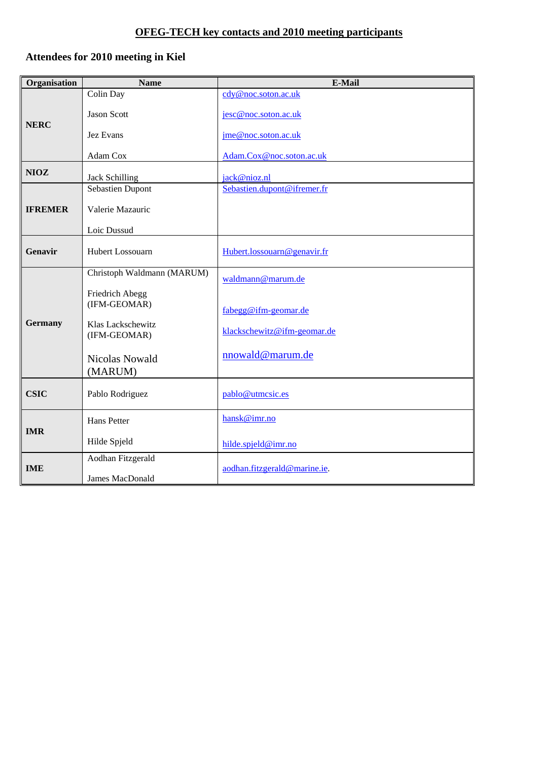## OFEG-TECH key contacts and 2010 meeting participants

### Attendees for 2010 meeting in Kiel

| Organisation | Name | E-Mail |
|---|---|---|
| **NERC** | Colin Day | cdy@noc.soton.ac.uk |
| | Jason Scott | jesc@noc.soton.ac.uk |
| | Jez Evans | jme@noc.soton.ac.uk |
| | Adam Cox | Adam.Cox@noc.soton.ac.uk |
| **NIOZ** | Jack Schilling | jack@nioz.nl |
| **IFREMER** | Sebastien Dupont | Sebastien.dupont@ifremer.fr |
| | Valerie Mazauric | |
| | Loic Dussud | |
| **Genavir** | Hubert Lossouarn | Hubert.lossouarn@genavir.fr |
| **Germany** | Christoph Waldmann (MARUM) | waldmann@marum.de |
| | Friedrich Abegg (IFM-GEOMAR) | fabegg@ifm-geomar.de |
| | Klas Lackschewitz (IFM-GEOMAR) | klackschewitz@ifm-geomar.de |
| | Nicolas Nowald (MARUM) | nnowald@marum.de |
| **CSIC** | Pablo Rodriguez | pablo@utmcsic.es |
| **IMR** | Hans Petter | hansk@imr.no |
| | Hilde Spjeld | hilde.spjeld@imr.no |
| **IME** | Aodhan Fitzgerald | aodhan.fitzgerald@marine.ie. |
| | James MacDonald | |